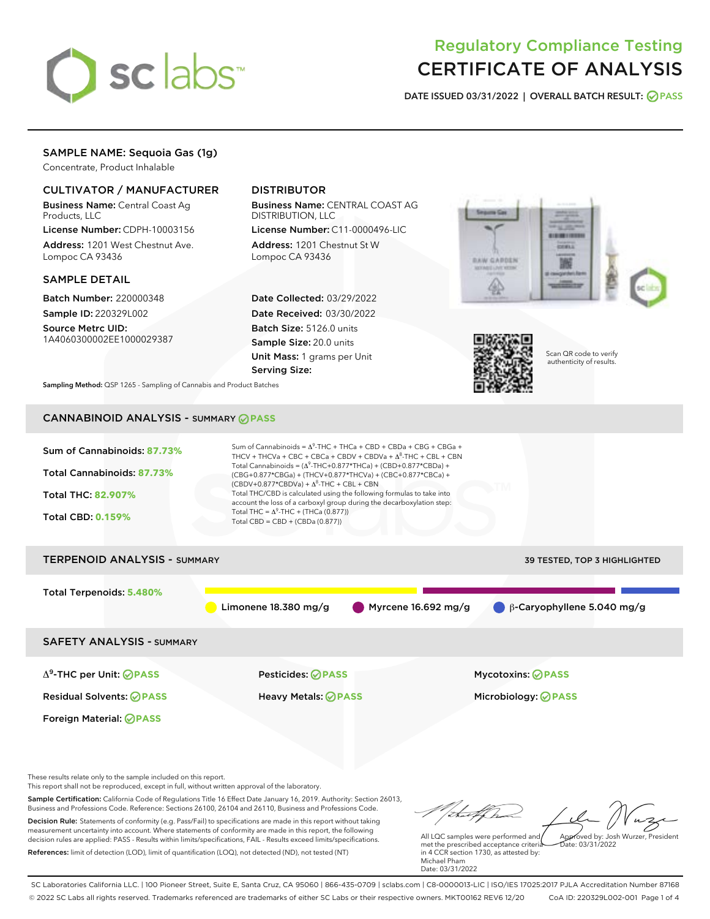# Regulatory Compliance Testing
# CERTIFICATE OF ANALYSIS

**DATE ISSUED** 03/31/2022 | **OVERALL BATCH RESULT:** PASS

## SAMPLE NAME: Sequoia Gas (1g)

Concentrate, Product Inhalable

### CULTIVATOR / MANUFACTURER

**Business Name:** Central Coast Ag Products, LLC

**License Number:** CDPH-10003156

**Address:** 1201 West Chestnut Ave. Lompoc CA 93436

### DISTRIBUTOR

**Business Name:** CENTRAL COAST AG DISTRIBUTION, LLC

**License Number:** C11-0000496-LIC

**Address:** 1201 Chestnut St W Lompoc CA 93436

### SAMPLE DETAIL

**Batch Number:** 220000348

**Sample ID:** 220329L002

**Source Metrc UID:** 1A4060300002EE1000029387

**Date Collected:** 03/29/2022

**Date Received:** 03/30/2022

**Batch Size:** 5126.0 units

**Sample Size:** 20.0 units

**Unit Mass:** 1 grams per Unit

**Serving Size:**

**Sampling Method:** QSP 1265 - Sampling of Cannabis and Product Batches

Scan QR code to verify authenticity of results.

## CANNABINOID ANALYSIS - SUMMARY PASS

**Sum of Cannabinoids:** 87.73%

**Total Cannabinoids:** 87.73%

**Total THC:** 82.907%

**Total CBD:** 0.159%

Sum of Cannabinoids = $\Delta^9$-THC + THCa + CBD + CBDa + CBG + CBGa + THCV + THCVa + CBC + CBCa + CBDV + CBDVa + $\Delta^8$-THC + CBL + CBN

Total Cannabinoids = ($\Delta^9$-THC+0.877*THCa) + (CBD+0.877*CBDa) + (CBG+0.877*CBGa) + (THCV+0.877*THCVa) + (CBC+0.877*CBCa) + (CBDV+0.877*CBDVa) + $\Delta^8$-THC + CBL + CBN

Total THC/CBD is calculated using the following formulas to take into account the loss of a carboxyl group during the decarboxylation step:

Total THC = $\Delta^9$-THC + (THCa (0.877))

Total CBD = CBD + (CBDa (0.877))

## TERPENOID ANALYSIS - SUMMARY

39 TESTED, TOP 3 HIGHLIGHTED

**Total Terpenoids:** 5.480%

Limonene 18.380 mg/g | Myrcene 16.692 mg/g | β-Caryophyllene 5.040 mg/g

## SAFETY ANALYSIS - SUMMARY

| | | |
|---|---|---|
| $\Delta^9$-THC per Unit: PASS | Pesticides: PASS | Mycotoxins: PASS |
| Residual Solvents: PASS | Heavy Metals: PASS | Microbiology: PASS |
| Foreign Material: PASS | | |

These results relate only to the sample included on this report.
This report shall not be reproduced, except in full, without written approval of the laboratory.

**Sample Certification:** California Code of Regulations Title 16 Effect Date January 16, 2019. Authority: Section 26013, Business and Professions Code. Reference: Sections 26100, 26104 and 26110, Business and Professions Code.

**Decision Rule:** Statements of conformity (e.g. Pass/Fail) to specifications are made in this report without taking measurement uncertainty into account. Where statements of conformity are made in this report, the following decision rules are applied: PASS - Results within limits/specifications, FAIL - Results exceed limits/specifications.

**References:** limit of detection (LOD), limit of quantification (LOQ), not detected (ND), not tested (NT)

All LQC samples were performed and met the prescribed acceptance criteria in 4 CCR section 1730, as attested by: Michael Pham
Date: 03/31/2022

Approved by: Josh Wurzer, President
Date: 03/31/2022

SC Laboratories California LLC. | 100 Pioneer Street, Suite E, Santa Cruz, CA 95060 | 866-435-0709 | sclabs.com | C8-0000013-LIC | ISO/IES 17025:2017 PJLA Accreditation Number 87168
© 2022 SC Labs all rights reserved. Trademarks referenced are trademarks of either SC Labs or their respective owners. MKT00162 REV6 12/20 CoA ID: 220329L002-001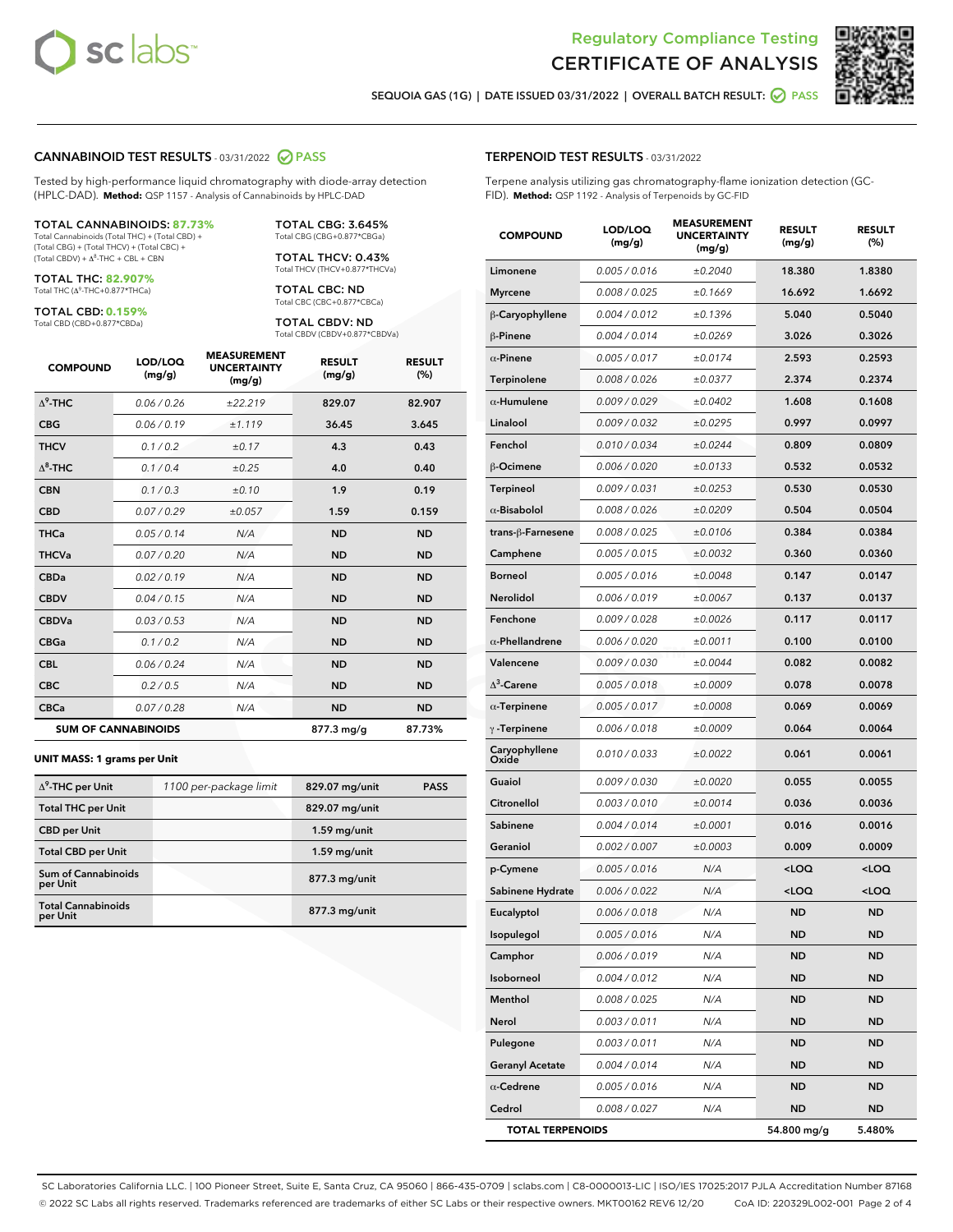Regulatory Compliance Testing

# CERTIFICATE OF ANALYSIS

SEQUOIA GAS (1G) | DATE ISSUED 03/31/2022 | OVERALL BATCH RESULT: PASS

## CANNABINOID TEST RESULTS - 03/31/2022 PASS

Tested by high-performance liquid chromatography with diode-array detection (HPLC-DAD). **Method:** QSP 1157 - Analysis of Cannabinoids by HPLC-DAD

**TOTAL CANNABINOIDS: 87.73%**
Total Cannabinoids (Total THC) + (Total CBD) + (Total CBG) + (Total THCV) + (Total CBC) + (Total CBDV) + $\Delta^8$-THC + CBL + CBN

**TOTAL THC: 82.907%**
Total THC ($\Delta^9$-THC+0.877*THCa)

**TOTAL CBD: 0.159%**
Total CBD (CBD+0.877*CBDa)

**TOTAL CBG: 3.645%**
Total CBG (CBG+0.877*CBGa)

**TOTAL THCV: 0.43%**
Total THCV (THCV+0.877*THCVa)

**TOTAL CBC: ND**
Total CBC (CBC+0.877*CBCa)

**TOTAL CBDV: ND**
Total CBDV (CBDV+0.877*CBDVa)

| COMPOUND | LOD/LOQ (mg/g) | MEASUREMENT UNCERTAINTY (mg/g) | RESULT (mg/g) | RESULT (%) |
|---|---|---|---|---|
| $\Delta^9$-THC | 0.06 / 0.26 | ±22.219 | 829.07 | 82.907 |
| CBG | 0.06 / 0.19 | ±1.119 | 36.45 | 3.645 |
| THCV | 0.1 / 0.2 | ±0.17 | 4.3 | 0.43 |
| $\Delta^8$-THC | 0.1 / 0.4 | ±0.25 | 4.0 | 0.40 |
| CBN | 0.1 / 0.3 | ±0.10 | 1.9 | 0.19 |
| CBD | 0.07 / 0.29 | ±0.057 | 1.59 | 0.159 |
| THCa | 0.05 / 0.14 | N/A | ND | ND |
| THCVa | 0.07 / 0.20 | N/A | ND | ND |
| CBDa | 0.02 / 0.19 | N/A | ND | ND |
| CBDV | 0.04 / 0.15 | N/A | ND | ND |
| CBDVa | 0.03 / 0.53 | N/A | ND | ND |
| CBGa | 0.1 / 0.2 | N/A | ND | ND |
| CBL | 0.06 / 0.24 | N/A | ND | ND |
| CBC | 0.2 / 0.5 | N/A | ND | ND |
| CBCa | 0.07 / 0.28 | N/A | ND | ND |
| **SUM OF CANNABINOIDS** | | | 877.3 mg/g | 87.73% |

### UNIT MASS: 1 grams per Unit

| | | | |
|---|---|---|---|
| $\Delta^9$-THC per Unit | 1100 per-package limit | 829.07 mg/unit | PASS |
| Total THC per Unit | | 829.07 mg/unit | |
| CBD per Unit | | 1.59 mg/unit | |
| Total CBD per Unit | | 1.59 mg/unit | |
| Sum of Cannabinoids per Unit | | 877.3 mg/unit | |
| Total Cannabinoids per Unit | | 877.3 mg/unit | |

## TERPENOID TEST RESULTS - 03/31/2022

Terpene analysis utilizing gas chromatography-flame ionization detection (GC-FID). **Method:** QSP 1192 - Analysis of Terpenoids by GC-FID

| COMPOUND | LOD/LOQ (mg/g) | MEASUREMENT UNCERTAINTY (mg/g) | RESULT (mg/g) | RESULT (%) |
|---|---|---|---|---|
| Limonene | 0.005 / 0.016 | ±0.2040 | 18.380 | 1.8380 |
| Myrcene | 0.008 / 0.025 | ±0.1669 | 16.692 | 1.6692 |
| β-Caryophyllene | 0.004 / 0.012 | ±0.1396 | 5.040 | 0.5040 |
| β-Pinene | 0.004 / 0.014 | ±0.0269 | 3.026 | 0.3026 |
| α-Pinene | 0.005 / 0.017 | ±0.0174 | 2.593 | 0.2593 |
| Terpinolene | 0.008 / 0.026 | ±0.0377 | 2.374 | 0.2374 |
| α-Humulene | 0.009 / 0.029 | ±0.0402 | 1.608 | 0.1608 |
| Linalool | 0.009 / 0.032 | ±0.0295 | 0.997 | 0.0997 |
| Fenchol | 0.010 / 0.034 | ±0.0244 | 0.809 | 0.0809 |
| β-Ocimene | 0.006 / 0.020 | ±0.0133 | 0.532 | 0.0532 |
| Terpineol | 0.009 / 0.031 | ±0.0253 | 0.530 | 0.0530 |
| α-Bisabolol | 0.008 / 0.026 | ±0.0209 | 0.504 | 0.0504 |
| trans-β-Farnesene | 0.008 / 0.025 | ±0.0106 | 0.384 | 0.0384 |
| Camphene | 0.005 / 0.015 | ±0.0032 | 0.360 | 0.0360 |
| Borneol | 0.005 / 0.016 | ±0.0048 | 0.147 | 0.0147 |
| Nerolidol | 0.006 / 0.019 | ±0.0067 | 0.137 | 0.0137 |
| Fenchone | 0.009 / 0.028 | ±0.0026 | 0.117 | 0.0117 |
| α-Phellandrene | 0.006 / 0.020 | ±0.0011 | 0.100 | 0.0100 |
| Valencene | 0.009 / 0.030 | ±0.0044 | 0.082 | 0.0082 |
| $\Delta^3$-Carene | 0.005 / 0.018 | ±0.0009 | 0.078 | 0.0078 |
| α-Terpinene | 0.005 / 0.017 | ±0.0008 | 0.069 | 0.0069 |
| γ-Terpinene | 0.006 / 0.018 | ±0.0009 | 0.064 | 0.0064 |
| Caryophyllene Oxide | 0.010 / 0.033 | ±0.0022 | 0.061 | 0.0061 |
| Guaiol | 0.009 / 0.030 | ±0.0020 | 0.055 | 0.0055 |
| Citronellol | 0.003 / 0.010 | ±0.0014 | 0.036 | 0.0036 |
| Sabinene | 0.004 / 0.014 | ±0.0001 | 0.016 | 0.0016 |
| Geraniol | 0.002 / 0.007 | ±0.0003 | 0.009 | 0.0009 |
| p-Cymene | 0.005 / 0.016 | N/A | <LOQ | <LOQ |
| Sabinene Hydrate | 0.006 / 0.022 | N/A | <LOQ | <LOQ |
| Eucalyptol | 0.006 / 0.018 | N/A | ND | ND |
| Isopulegol | 0.005 / 0.016 | N/A | ND | ND |
| Camphor | 0.006 / 0.019 | N/A | ND | ND |
| Isoborneol | 0.004 / 0.012 | N/A | ND | ND |
| Menthol | 0.008 / 0.025 | N/A | ND | ND |
| Nerol | 0.003 / 0.011 | N/A | ND | ND |
| Pulegone | 0.003 / 0.011 | N/A | ND | ND |
| Geranyl Acetate | 0.004 / 0.014 | N/A | ND | ND |
| α-Cedrene | 0.005 / 0.016 | N/A | ND | ND |
| Cedrol | 0.008 / 0.027 | N/A | ND | ND |
| **TOTAL TERPENOIDS** | | | 54.800 mg/g | 5.480% |

SC Laboratories California LLC. | 100 Pioneer Street, Suite E, Santa Cruz, CA 95060 | 866-435-0709 | sclabs.com | C8-0000013-LIC | ISO/IES 17025:2017 PJLA Accreditation Number 87168
© 2022 SC Labs all rights reserved. Trademarks referenced are trademarks of either SC Labs or their respective owners. MKT00162 REV6 12/20 CoA ID: 220329L002-001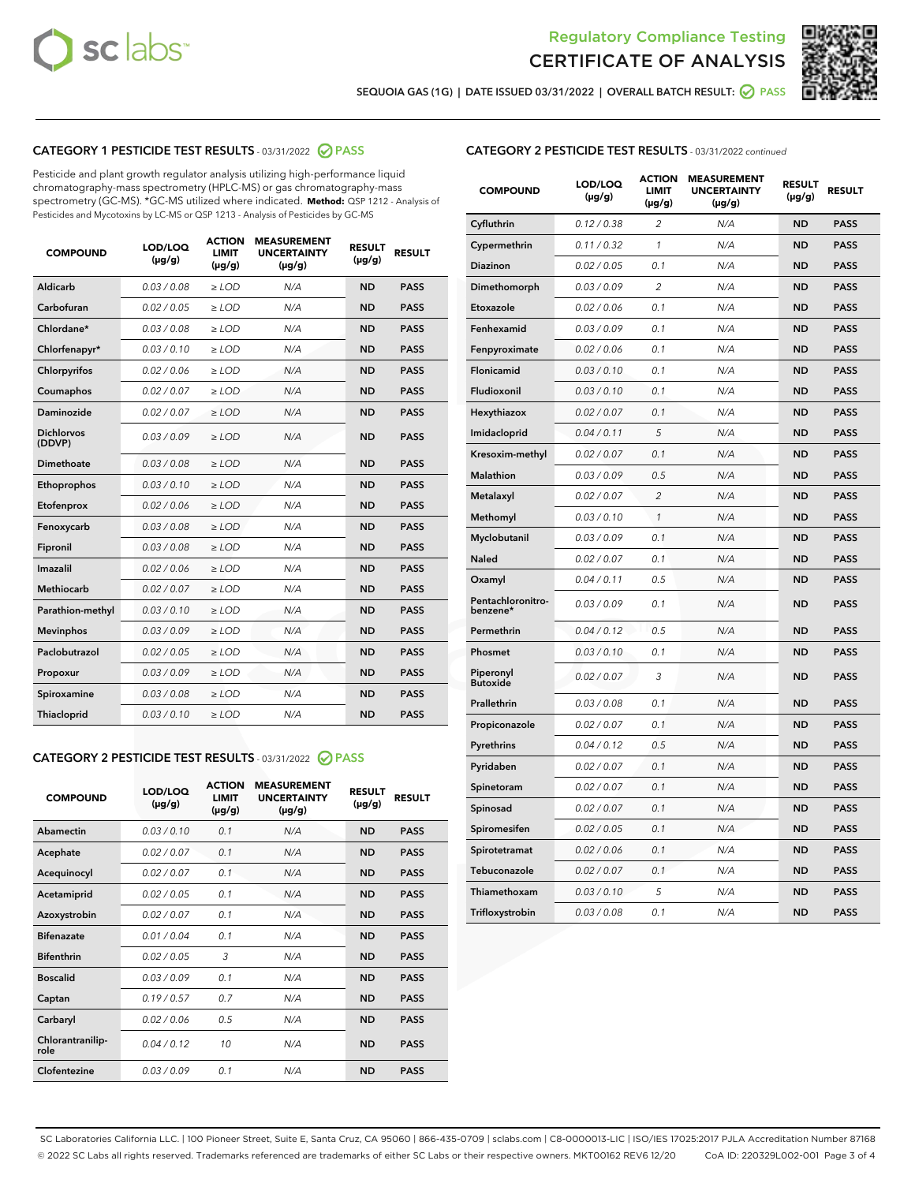Regulatory Compliance Testing
CERTIFICATE OF ANALYSIS

SEQUOIA GAS (1G) | DATE ISSUED 03/31/2022 | OVERALL BATCH RESULT: PASS

## CATEGORY 1 PESTICIDE TEST RESULTS - 03/31/2022 PASS

Pesticide and plant growth regulator analysis utilizing high-performance liquid chromatography-mass spectrometry (HPLC-MS) or gas chromatography-mass spectrometry (GC-MS). *GC-MS utilized where indicated. **Method:** QSP 1212 - Analysis of Pesticides and Mycotoxins by LC-MS or QSP 1213 - Analysis of Pesticides by GC-MS

| COMPOUND | LOD/LOQ (µg/g) | ACTION LIMIT (µg/g) | MEASUREMENT UNCERTAINTY (µg/g) | RESULT (µg/g) | RESULT |
|---|---|---|---|---|---|
| Aldicarb | 0.03 / 0.08 | ≥ LOD | N/A | ND | PASS |
| Carbofuran | 0.02 / 0.05 | ≥ LOD | N/A | ND | PASS |
| Chlordane* | 0.03 / 0.08 | ≥ LOD | N/A | ND | PASS |
| Chlorfenapyr* | 0.03 / 0.10 | ≥ LOD | N/A | ND | PASS |
| Chlorpyrifos | 0.02 / 0.06 | ≥ LOD | N/A | ND | PASS |
| Coumaphos | 0.02 / 0.07 | ≥ LOD | N/A | ND | PASS |
| Daminozide | 0.02 / 0.07 | ≥ LOD | N/A | ND | PASS |
| Dichlorvos (DDVP) | 0.03 / 0.09 | ≥ LOD | N/A | ND | PASS |
| Dimethoate | 0.03 / 0.08 | ≥ LOD | N/A | ND | PASS |
| Ethoprophos | 0.03 / 0.10 | ≥ LOD | N/A | ND | PASS |
| Etofenprox | 0.02 / 0.06 | ≥ LOD | N/A | ND | PASS |
| Fenoxycarb | 0.03 / 0.08 | ≥ LOD | N/A | ND | PASS |
| Fipronil | 0.03 / 0.08 | ≥ LOD | N/A | ND | PASS |
| Imazalil | 0.02 / 0.06 | ≥ LOD | N/A | ND | PASS |
| Methiocarb | 0.02 / 0.07 | ≥ LOD | N/A | ND | PASS |
| Parathion-methyl | 0.03 / 0.10 | ≥ LOD | N/A | ND | PASS |
| Mevinphos | 0.03 / 0.09 | ≥ LOD | N/A | ND | PASS |
| Paclobutrazol | 0.02 / 0.05 | ≥ LOD | N/A | ND | PASS |
| Propoxur | 0.03 / 0.09 | ≥ LOD | N/A | ND | PASS |
| Spiroxamine | 0.03 / 0.08 | ≥ LOD | N/A | ND | PASS |
| Thiacloprid | 0.03 / 0.10 | ≥ LOD | N/A | ND | PASS |

## CATEGORY 2 PESTICIDE TEST RESULTS - 03/31/2022 PASS

| COMPOUND | LOD/LOQ (µg/g) | ACTION LIMIT (µg/g) | MEASUREMENT UNCERTAINTY (µg/g) | RESULT (µg/g) | RESULT |
|---|---|---|---|---|---|
| Abamectin | 0.03 / 0.10 | 0.1 | N/A | ND | PASS |
| Acephate | 0.02 / 0.07 | 0.1 | N/A | ND | PASS |
| Acequinocyl | 0.02 / 0.07 | 0.1 | N/A | ND | PASS |
| Acetamiprid | 0.02 / 0.05 | 0.1 | N/A | ND | PASS |
| Azoxystrobin | 0.02 / 0.07 | 0.1 | N/A | ND | PASS |
| Bifenazate | 0.01 / 0.04 | 0.1 | N/A | ND | PASS |
| Bifenthrin | 0.02 / 0.05 | 3 | N/A | ND | PASS |
| Boscalid | 0.03 / 0.09 | 0.1 | N/A | ND | PASS |
| Captan | 0.19 / 0.57 | 0.7 | N/A | ND | PASS |
| Carbaryl | 0.02 / 0.06 | 0.5 | N/A | ND | PASS |
| Chlorantraniliprole | 0.04 / 0.12 | 10 | N/A | ND | PASS |
| Clofentezine | 0.03 / 0.09 | 0.1 | N/A | ND | PASS |
| Cyfluthrin | 0.12 / 0.38 | 2 | N/A | ND | PASS |
| Cypermethrin | 0.11 / 0.32 | 1 | N/A | ND | PASS |
| Diazinon | 0.02 / 0.05 | 0.1 | N/A | ND | PASS |
| Dimethomorph | 0.03 / 0.09 | 2 | N/A | ND | PASS |
| Etoxazole | 0.02 / 0.06 | 0.1 | N/A | ND | PASS |
| Fenhexamid | 0.03 / 0.09 | 0.1 | N/A | ND | PASS |
| Fenpyroximate | 0.02 / 0.06 | 0.1 | N/A | ND | PASS |
| Flonicamid | 0.03 / 0.10 | 0.1 | N/A | ND | PASS |
| Fludioxonil | 0.03 / 0.10 | 0.1 | N/A | ND | PASS |
| Hexythiazox | 0.02 / 0.07 | 0.1 | N/A | ND | PASS |
| Imidacloprid | 0.04 / 0.11 | 5 | N/A | ND | PASS |
| Kresoxim-methyl | 0.02 / 0.07 | 0.1 | N/A | ND | PASS |
| Malathion | 0.03 / 0.09 | 0.5 | N/A | ND | PASS |
| Metalaxyl | 0.02 / 0.07 | 2 | N/A | ND | PASS |
| Methomyl | 0.03 / 0.10 | 1 | N/A | ND | PASS |
| Myclobutanil | 0.03 / 0.09 | 0.1 | N/A | ND | PASS |
| Naled | 0.02 / 0.07 | 0.1 | N/A | ND | PASS |
| Oxamyl | 0.04 / 0.11 | 0.5 | N/A | ND | PASS |
| Pentachloronitrobenzene* | 0.03 / 0.09 | 0.1 | N/A | ND | PASS |
| Permethrin | 0.04 / 0.12 | 0.5 | N/A | ND | PASS |
| Phosmet | 0.03 / 0.10 | 0.1 | N/A | ND | PASS |
| Piperonyl Butoxide | 0.02 / 0.07 | 3 | N/A | ND | PASS |
| Prallethrin | 0.03 / 0.08 | 0.1 | N/A | ND | PASS |
| Propiconazole | 0.02 / 0.07 | 0.1 | N/A | ND | PASS |
| Pyrethrins | 0.04 / 0.12 | 0.5 | N/A | ND | PASS |
| Pyridaben | 0.02 / 0.07 | 0.1 | N/A | ND | PASS |
| Spinetoram | 0.02 / 0.07 | 0.1 | N/A | ND | PASS |
| Spinosad | 0.02 / 0.07 | 0.1 | N/A | ND | PASS |
| Spiromesifen | 0.02 / 0.05 | 0.1 | N/A | ND | PASS |
| Spirotetramat | 0.02 / 0.06 | 0.1 | N/A | ND | PASS |
| Tebuconazole | 0.02 / 0.07 | 0.1 | N/A | ND | PASS |
| Thiamethoxam | 0.03 / 0.10 | 5 | N/A | ND | PASS |
| Trifloxystrobin | 0.03 / 0.08 | 0.1 | N/A | ND | PASS |

SC Laboratories California LLC. | 100 Pioneer Street, Suite E, Santa Cruz, CA 95060 | 866-435-0709 | sclabs.com | C8-0000013-LIC | ISO/IES 17025:2017 PJLA Accreditation Number 87168
© 2022 SC Labs all rights reserved. Trademarks referenced are trademarks of either SC Labs or their respective owners. MKT00162 REV6 12/20 CoA ID: 220329L002-001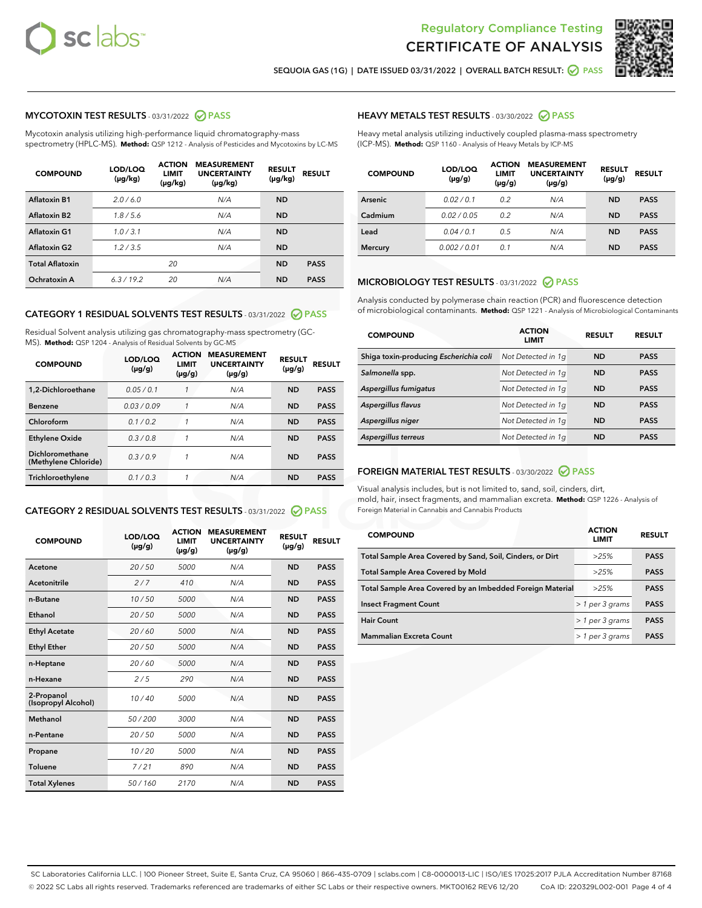Regulatory Compliance Testing

# CERTIFICATE OF ANALYSIS

SEQUOIA GAS (1G) | DATE ISSUED 03/31/2022 | OVERALL BATCH RESULT: PASS

## MYCOTOXIN TEST RESULTS - 03/31/2022 PASS

Mycotoxin analysis utilizing high-performance liquid chromatography-mass spectrometry (HPLC-MS). **Method:** QSP 1212 - Analysis of Pesticides and Mycotoxins by LC-MS

| COMPOUND | LOD/LOQ (µg/kg) | ACTION LIMIT (µg/kg) | MEASUREMENT UNCERTAINTY (µg/kg) | RESULT (µg/kg) | RESULT |
|---|---|---|---|---|---|
| Aflatoxin B1 | 2.0 / 6.0 | | N/A | ND | |
| Aflatoxin B2 | 1.8 / 5.6 | | N/A | ND | |
| Aflatoxin G1 | 1.0 / 3.1 | | N/A | ND | |
| Aflatoxin G2 | 1.2 / 3.5 | | N/A | ND | |
| Total Aflatoxin | | 20 | | ND | PASS |
| Ochratoxin A | 6.3 / 19.2 | 20 | N/A | ND | PASS |

## CATEGORY 1 RESIDUAL SOLVENTS TEST RESULTS - 03/31/2022 PASS

Residual Solvent analysis utilizing gas chromatography-mass spectrometry (GC-MS). **Method:** QSP 1204 - Analysis of Residual Solvents by GC-MS

| COMPOUND | LOD/LOQ (µg/g) | ACTION LIMIT (µg/g) | MEASUREMENT UNCERTAINTY (µg/g) | RESULT (µg/g) | RESULT |
|---|---|---|---|---|---|
| 1,2-Dichloroethane | 0.05 / 0.1 | 1 | N/A | ND | PASS |
| Benzene | 0.03 / 0.09 | 1 | N/A | ND | PASS |
| Chloroform | 0.1 / 0.2 | 1 | N/A | ND | PASS |
| Ethylene Oxide | 0.3 / 0.8 | 1 | N/A | ND | PASS |
| Dichloromethane (Methylene Chloride) | 0.3 / 0.9 | 1 | N/A | ND | PASS |
| Trichloroethylene | 0.1 / 0.3 | 1 | N/A | ND | PASS |

## CATEGORY 2 RESIDUAL SOLVENTS TEST RESULTS - 03/31/2022 PASS

| COMPOUND | LOD/LOQ (µg/g) | ACTION LIMIT (µg/g) | MEASUREMENT UNCERTAINTY (µg/g) | RESULT (µg/g) | RESULT |
|---|---|---|---|---|---|
| Acetone | 20 / 50 | 5000 | N/A | ND | PASS |
| Acetonitrile | 2 / 7 | 410 | N/A | ND | PASS |
| n-Butane | 10 / 50 | 5000 | N/A | ND | PASS |
| Ethanol | 20 / 50 | 5000 | N/A | ND | PASS |
| Ethyl Acetate | 20 / 60 | 5000 | N/A | ND | PASS |
| Ethyl Ether | 20 / 50 | 5000 | N/A | ND | PASS |
| n-Heptane | 20 / 60 | 5000 | N/A | ND | PASS |
| n-Hexane | 2 / 5 | 290 | N/A | ND | PASS |
| 2-Propanol (Isopropyl Alcohol) | 10 / 40 | 5000 | N/A | ND | PASS |
| Methanol | 50 / 200 | 3000 | N/A | ND | PASS |
| n-Pentane | 20 / 50 | 5000 | N/A | ND | PASS |
| Propane | 10 / 20 | 5000 | N/A | ND | PASS |
| Toluene | 7 / 21 | 890 | N/A | ND | PASS |
| Total Xylenes | 50 / 160 | 2170 | N/A | ND | PASS |

## HEAVY METALS TEST RESULTS - 03/30/2022 PASS

Heavy metal analysis utilizing inductively coupled plasma-mass spectrometry (ICP-MS). **Method:** QSP 1160 - Analysis of Heavy Metals by ICP-MS

| COMPOUND | LOD/LOQ (µg/g) | ACTION LIMIT (µg/g) | MEASUREMENT UNCERTAINTY (µg/g) | RESULT (µg/g) | RESULT |
|---|---|---|---|---|---|
| Arsenic | 0.02 / 0.1 | 0.2 | N/A | ND | PASS |
| Cadmium | 0.02 / 0.05 | 0.2 | N/A | ND | PASS |
| Lead | 0.04 / 0.1 | 0.5 | N/A | ND | PASS |
| Mercury | 0.002 / 0.01 | 0.1 | N/A | ND | PASS |

## MICROBIOLOGY TEST RESULTS - 03/31/2022 PASS

Analysis conducted by polymerase chain reaction (PCR) and fluorescence detection of microbiological contaminants. **Method:** QSP 1221 - Analysis of Microbiological Contaminants

| COMPOUND | ACTION LIMIT | RESULT | RESULT |
|---|---|---|---|
| Shiga toxin-producing *Escherichia coli* | Not Detected in 1g | ND | PASS |
| *Salmonella* spp. | Not Detected in 1g | ND | PASS |
| *Aspergillus fumigatus* | Not Detected in 1g | ND | PASS |
| *Aspergillus flavus* | Not Detected in 1g | ND | PASS |
| *Aspergillus niger* | Not Detected in 1g | ND | PASS |
| *Aspergillus terreus* | Not Detected in 1g | ND | PASS |

## FOREIGN MATERIAL TEST RESULTS - 03/30/2022 PASS

Visual analysis includes, but is not limited to, sand, soil, cinders, dirt, mold, hair, insect fragments, and mammalian excreta. **Method:** QSP 1226 - Analysis of Foreign Material in Cannabis and Cannabis Products

| COMPOUND | ACTION LIMIT | RESULT |
|---|---|---|
| Total Sample Area Covered by Sand, Soil, Cinders, or Dirt | >25% | PASS |
| Total Sample Area Covered by Mold | >25% | PASS |
| Total Sample Area Covered by an Imbedded Foreign Material | >25% | PASS |
| Insect Fragment Count | > 1 per 3 grams | PASS |
| Hair Count | > 1 per 3 grams | PASS |
| Mammalian Excreta Count | > 1 per 3 grams | PASS |

SC Laboratories California LLC. | 100 Pioneer Street, Suite E, Santa Cruz, CA 95060 | 866-435-0709 | sclabs.com | C8-0000013-LIC | ISO/IES 17025:2017 PJLA Accreditation Number 87168
© 2022 SC Labs all rights reserved. Trademarks referenced are trademarks of either SC Labs or their respective owners. MKT00162 REV6 12/20 CoA ID: 220329L002-001